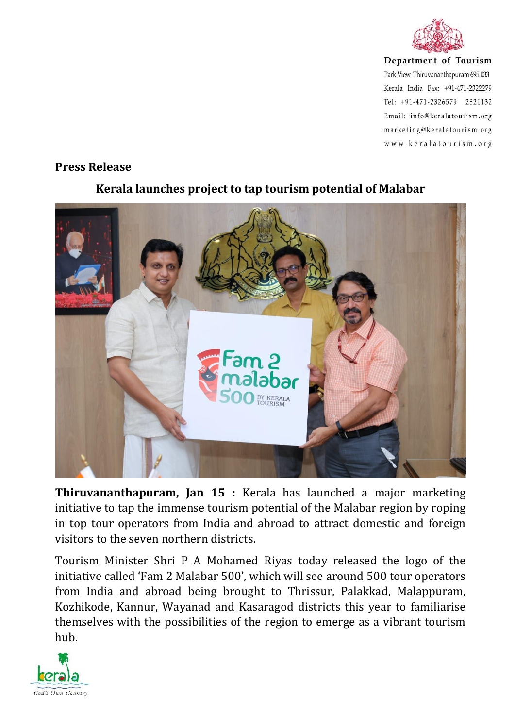Department of Tourism
Park View Thiruvananthapuram 695 033
Kerala India Fax: +91-471-2322279
Tel: +91-471-2326579 2321132
Email: info@keralatourism.org
marketing@keralatourism.org
www.keralatourism.org

**Press Release**

## Kerala launches project to tap tourism potential of Malabar

**Thiruvananthapuram, Jan 15 :** Kerala has launched a major marketing initiative to tap the immense tourism potential of the Malabar region by roping in top tour operators from India and abroad to attract domestic and foreign visitors to the seven northern districts.

Tourism Minister Shri P A Mohamed Riyas today released the logo of the initiative called 'Fam 2 Malabar 500', which will see around 500 tour operators from India and abroad being brought to Thrissur, Palakkad, Malappuram, Kozhikode, Kannur, Wayanad and Kasaragod districts this year to familiarise themselves with the possibilities of the region to emerge as a vibrant tourism hub.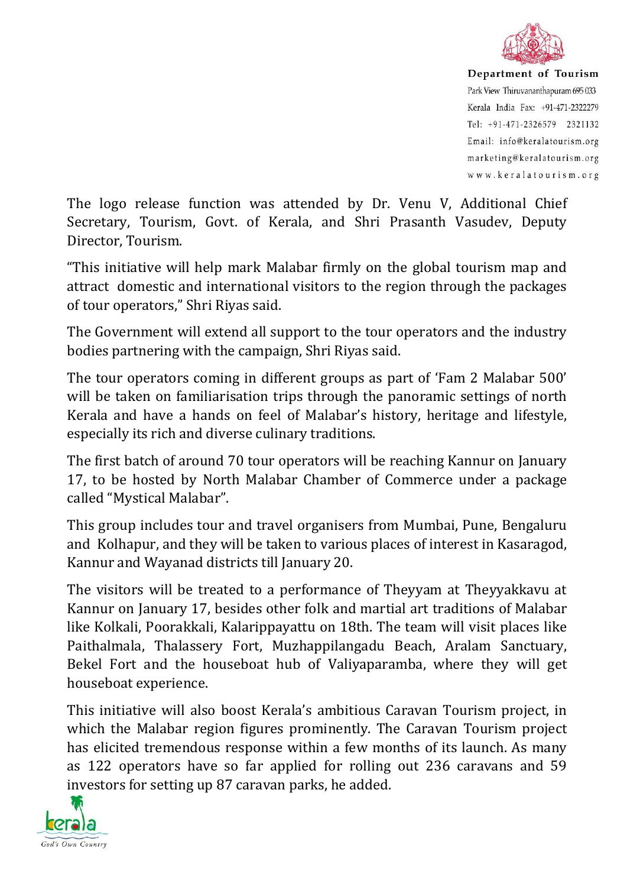The logo release function was attended by Dr. Venu V, Additional Chief Secretary, Tourism, Govt. of Kerala, and Shri Prasanth Vasudev, Deputy Director, Tourism.

"This initiative will help mark Malabar firmly on the global tourism map and attract domestic and international visitors to the region through the packages of tour operators," Shri Riyas said.

The Government will extend all support to the tour operators and the industry bodies partnering with the campaign, Shri Riyas said.

The tour operators coming in different groups as part of 'Fam 2 Malabar 500' will be taken on familiarisation trips through the panoramic settings of north Kerala and have a hands on feel of Malabar's history, heritage and lifestyle, especially its rich and diverse culinary traditions.

The first batch of around 70 tour operators will be reaching Kannur on January 17, to be hosted by North Malabar Chamber of Commerce under a package called "Mystical Malabar".

This group includes tour and travel organisers from Mumbai, Pune, Bengaluru and Kolhapur, and they will be taken to various places of interest in Kasaragod, Kannur and Wayanad districts till January 20.

The visitors will be treated to a performance of Theyyam at Theyyakkavu at Kannur on January 17, besides other folk and martial art traditions of Malabar like Kolkali, Poorakkali, Kalarippayattu on 18th. The team will visit places like Paithalmala, Thalassery Fort, Muzhappilangadu Beach, Aralam Sanctuary, Bekel Fort and the houseboat hub of Valiyaparamba, where they will get houseboat experience.

This initiative will also boost Kerala's ambitious Caravan Tourism project, in which the Malabar region figures prominently. The Caravan Tourism project has elicited tremendous response within a few months of its launch. As many as 122 operators have so far applied for rolling out 236 caravans and 59 investors for setting up 87 caravan parks, he added.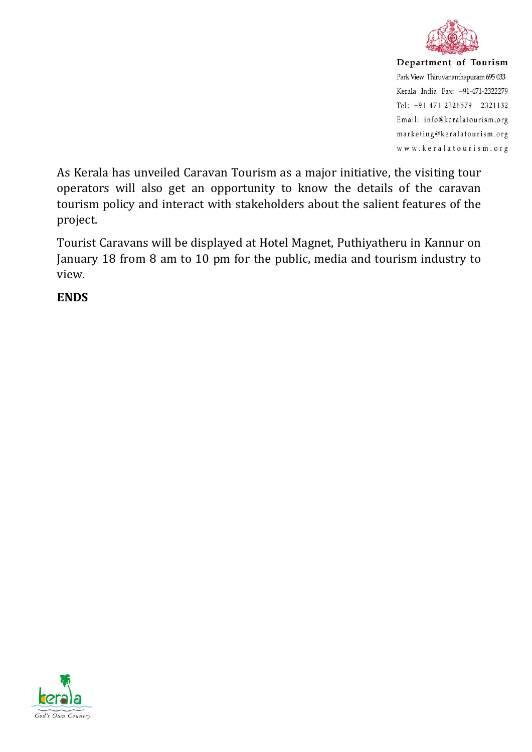As Kerala has unveiled Caravan Tourism as a major initiative, the visiting tour operators will also get an opportunity to know the details of the caravan tourism policy and interact with stakeholders about the salient features of the project.

Tourist Caravans will be displayed at Hotel Magnet, Puthiyatheru in Kannur on January 18 from 8 am to 10 pm for the public, media and tourism industry to view.

**ENDS**